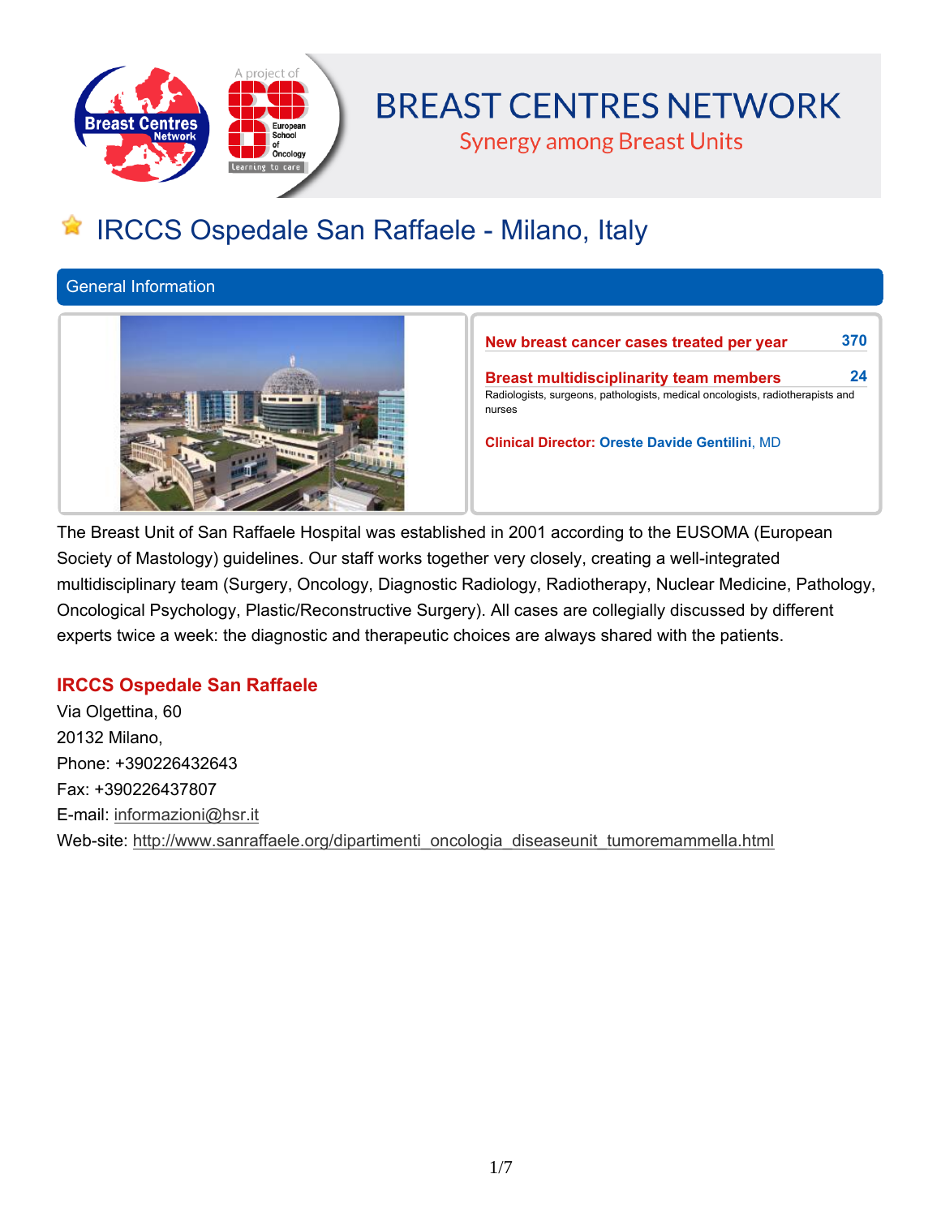# BREAST CENTRES NETWORK

Synergy among Breast Units

## IRCCS Ospedale San Raffaele - Milano, Italy

### General Information

**New breast cancer cases treated per year** 370

**Breast multidisciplinarity team members** 24

Radiologists, surgeons, pathologists, medical oncologists, radiotherapists and nurses

**Clinical Director:** **Oreste Davide Gentilini**, MD

The Breast Unit of San Raffaele Hospital was established in 2001 according to the EUSOMA (European Society of Mastology) guidelines. Our staff works together very closely, creating a well-integrated multidisciplinary team (Surgery, Oncology, Diagnostic Radiology, Radiotherapy, Nuclear Medicine, Pathology, Oncological Psychology, Plastic/Reconstructive Surgery). All cases are collegially discussed by different experts twice a week: the diagnostic and therapeutic choices are always shared with the patients.

**IRCCS Ospedale San Raffaele**

Via Olgettina, 60
20132 Milano,
Phone: +390226432643
Fax: +390226437807
E-mail: informazioni@hsr.it
Web-site: http://www.sanraffaele.org/dipartimenti_oncologia_diseaseunit_tumoremammella.html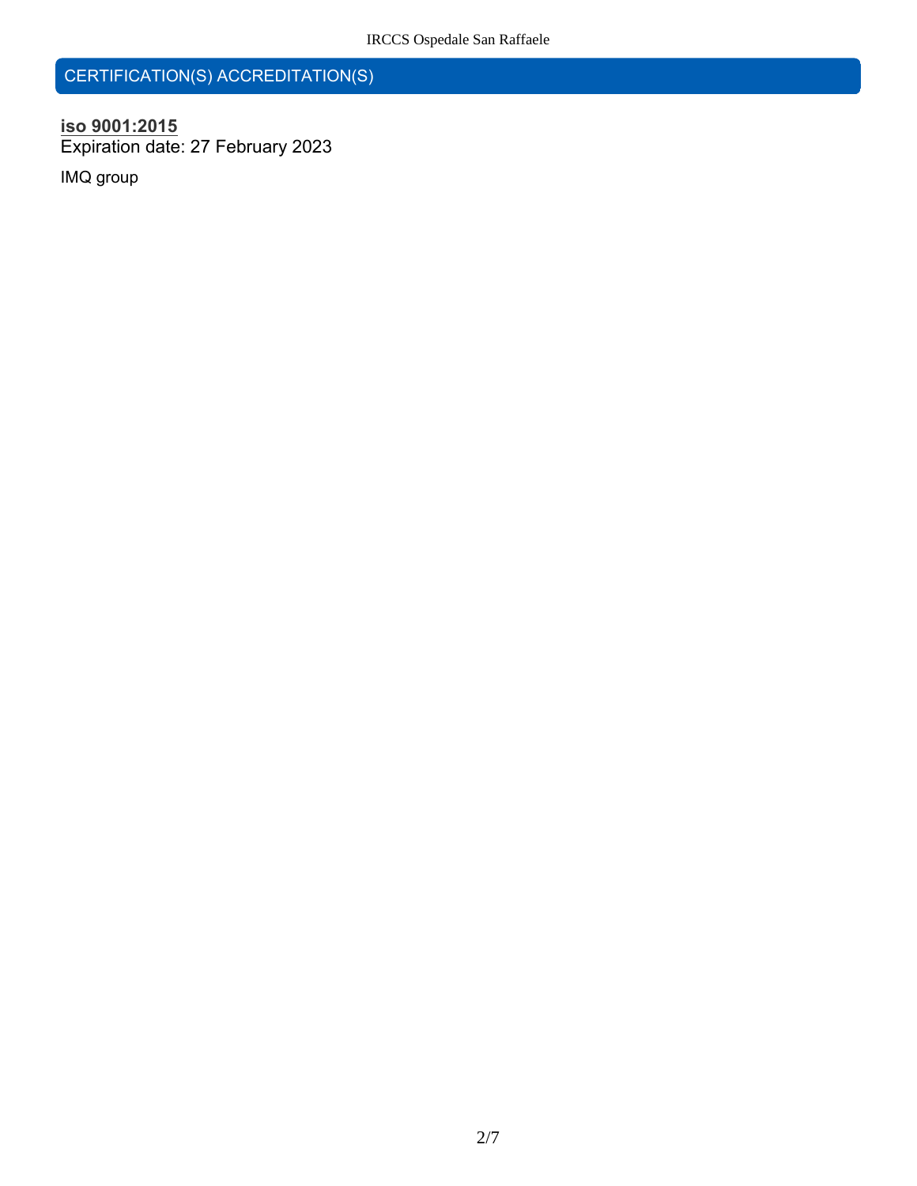## CERTIFICATION(S) ACCREDITATION(S)

**iso 9001:2015**
Expiration date: 27 February 2023

IMQ group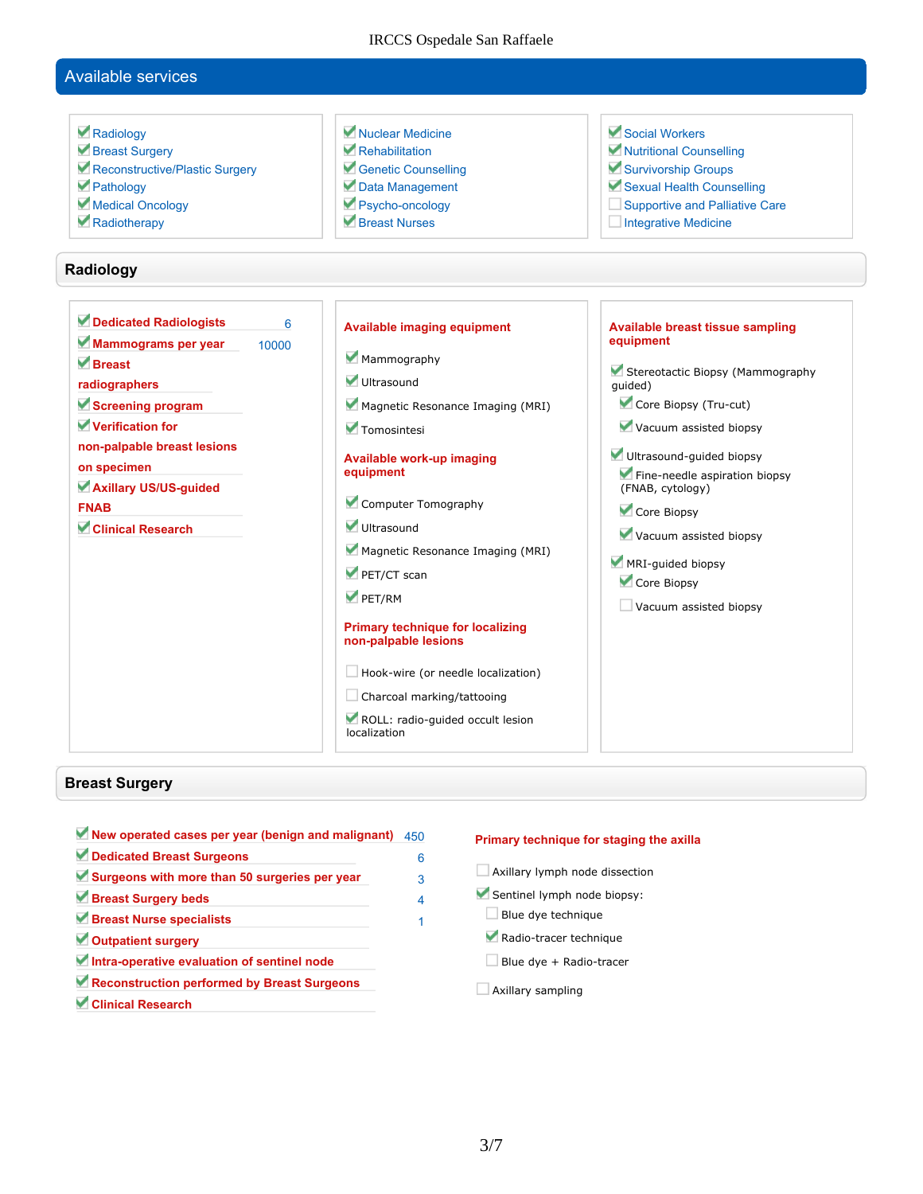## Available services

- ☑ Radiology
- ☑ Breast Surgery
- ☑ Reconstructive/Plastic Surgery
- ☑ Pathology
- ☑ Medical Oncology
- ☑ Radiotherapy
- ☑ Nuclear Medicine
- ☑ Rehabilitation
- ☑ Genetic Counselling
- ☑ Data Management
- ☑ Psycho-oncology
- ☑ Breast Nurses
- ☑ Social Workers
- ☑ Nutritional Counselling
- ☑ Survivorship Groups
- ☑ Sexual Health Counselling
- ☐ Supportive and Palliative Care
- ☐ Integrative Medicine

## Radiology

- ☑ **Dedicated Radiologists** 6
- ☑ **Mammograms per year** 10000
- ☑ **Breast radiographers**
- ☑ **Screening program**
- ☑ **Verification for non-palpable breast lesions on specimen**
- ☑ **Axillary US/US-guided FNAB**
- ☑ **Clinical Research**

**Available imaging equipment**

- ☑ Mammography
- ☑ Ultrasound
- ☑ Magnetic Resonance Imaging (MRI)
- ☑ Tomosintesi

**Available work-up imaging equipment**

- ☑ Computer Tomography
- ☑ Ultrasound
- ☑ Magnetic Resonance Imaging (MRI)
- ☑ PET/CT scan
- ☑ PET/RM

**Primary technique for localizing non-palpable lesions**

- ☐ Hook-wire (or needle localization)
- ☐ Charcoal marking/tattooing
- ☑ ROLL: radio-guided occult lesion localization

**Available breast tissue sampling equipment**

- ☑ Stereotactic Biopsy (Mammography guided)
  - ☑ Core Biopsy (Tru-cut)
  - ☑ Vacuum assisted biopsy
- ☑ Ultrasound-guided biopsy
  - ☑ Fine-needle aspiration biopsy (FNAB, cytology)
  - ☑ Core Biopsy
  - ☑ Vacuum assisted biopsy
- ☑ MRI-guided biopsy
  - ☑ Core Biopsy
  - ☐ Vacuum assisted biopsy

## Breast Surgery

- ☑ **New operated cases per year (benign and malignant)** 450
- ☑ **Dedicated Breast Surgeons** 6
- ☑ **Surgeons with more than 50 surgeries per year** 3
- ☑ **Breast Surgery beds** 4
- ☑ **Breast Nurse specialists** 1
- ☑ **Outpatient surgery**
- ☑ **Intra-operative evaluation of sentinel node**
- ☑ **Reconstruction performed by Breast Surgeons**
- ☑ **Clinical Research**

**Primary technique for staging the axilla**

- ☐ Axillary lymph node dissection
- ☑ Sentinel lymph node biopsy:
  - ☐ Blue dye technique
  - ☑ Radio-tracer technique
  - ☐ Blue dye + Radio-tracer
- ☐ Axillary sampling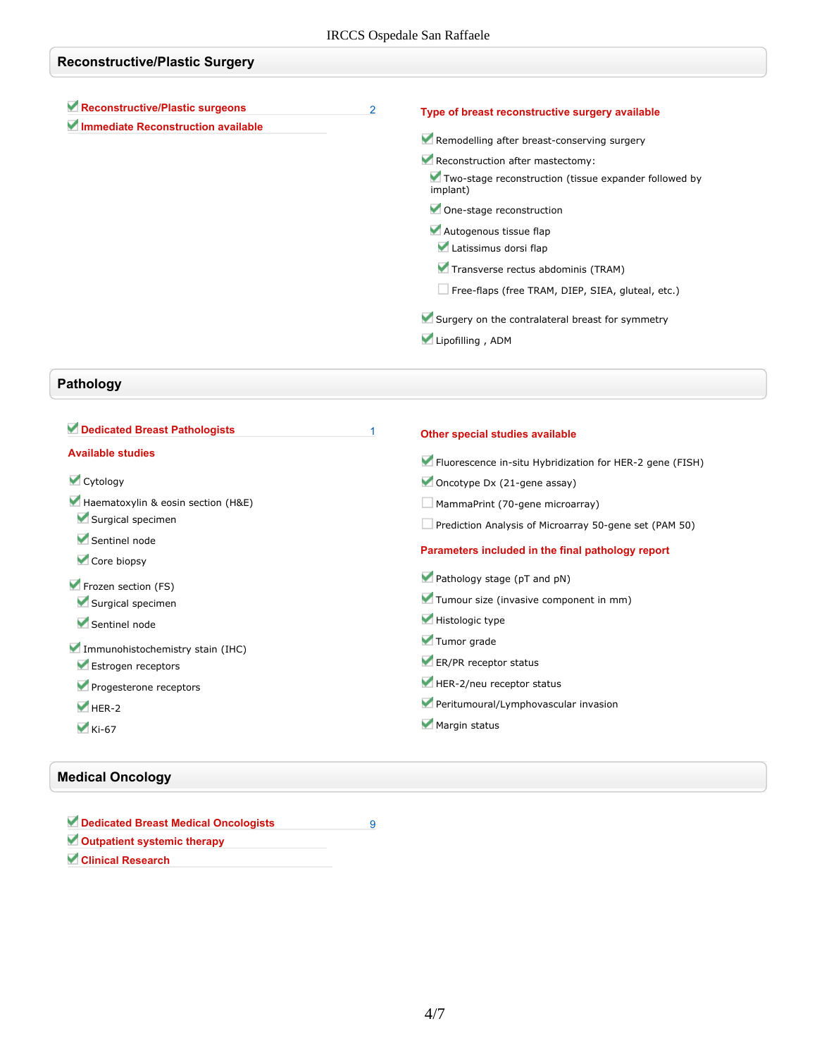## Reconstructive/Plastic Surgery

- [x] **Reconstructive/Plastic surgeons** — 2
- [x] **Immediate Reconstruction available**

**Type of breast reconstructive surgery available**

- [x] Remodelling after breast-conserving surgery
- [x] Reconstruction after mastectomy:
  - [x] Two-stage reconstruction (tissue expander followed by implant)
  - [x] One-stage reconstruction
  - [x] Autogenous tissue flap
    - [x] Latissimus dorsi flap
    - [x] Transverse rectus abdominis (TRAM)
    - [ ] Free-flaps (free TRAM, DIEP, SIEA, gluteal, etc.)
- [x] Surgery on the contralateral breast for symmetry
- [x] Lipofilling , ADM

## Pathology

- [x] **Dedicated Breast Pathologists** — 1

**Available studies**

- [x] Cytology
- [x] Haematoxylin & eosin section (H&E)
  - [x] Surgical specimen
  - [x] Sentinel node
  - [x] Core biopsy
- [x] Frozen section (FS)
  - [x] Surgical specimen
  - [x] Sentinel node
- [x] Immunohistochemistry stain (IHC)
  - [x] Estrogen receptors
  - [x] Progesterone receptors
  - [x] HER-2
  - [x] Ki-67

**Other special studies available**

- [x] Fluorescence in-situ Hybridization for HER-2 gene (FISH)
- [x] Oncotype Dx (21-gene assay)
- [ ] MammaPrint (70-gene microarray)
- [ ] Prediction Analysis of Microarray 50-gene set (PAM 50)

**Parameters included in the final pathology report**

- [x] Pathology stage (pT and pN)
- [x] Tumour size (invasive component in mm)
- [x] Histologic type
- [x] Tumor grade
- [x] ER/PR receptor status
- [x] HER-2/neu receptor status
- [x] Peritumoural/Lymphovascular invasion
- [x] Margin status

## Medical Oncology

- [x] **Dedicated Breast Medical Oncologists** — 9
- [x] **Outpatient systemic therapy**
- [x] **Clinical Research**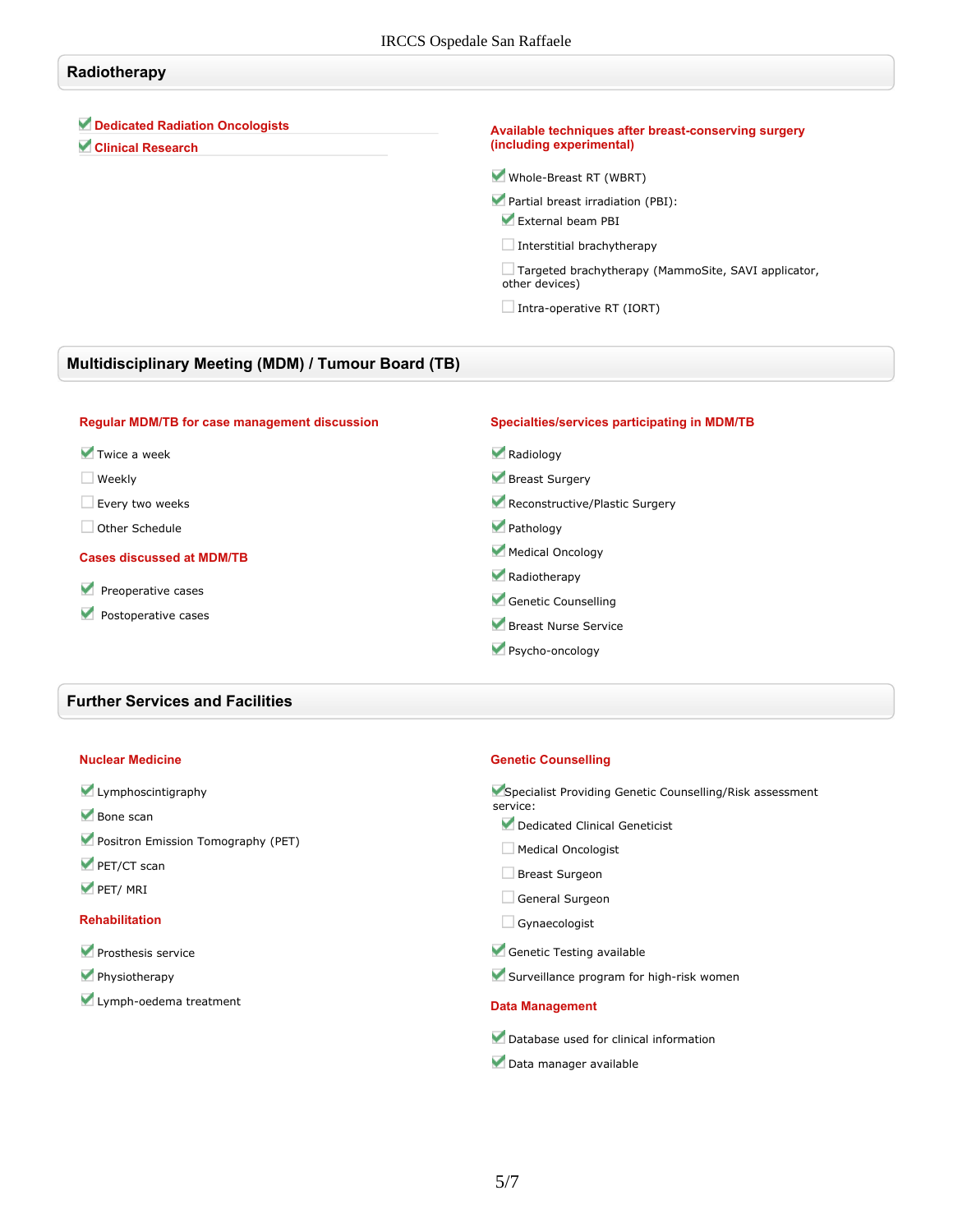## Radiotherapy

- [x] **Dedicated Radiation Oncologists**
- [x] **Clinical Research**

**Available techniques after breast-conserving surgery (including experimental)**

- [x] Whole-Breast RT (WBRT)
- [x] Partial breast irradiation (PBI):
  - [x] External beam PBI
  - [ ] Interstitial brachytherapy
  - [ ] Targeted brachytherapy (MammoSite, SAVI applicator, other devices)
  - [ ] Intra-operative RT (IORT)

## Multidisciplinary Meeting (MDM) / Tumour Board (TB)

**Regular MDM/TB for case management discussion**

- [x] Twice a week
- [ ] Weekly
- [ ] Every two weeks
- [ ] Other Schedule

**Cases discussed at MDM/TB**

- [x] Preoperative cases
- [x] Postoperative cases

**Specialties/services participating in MDM/TB**

- [x] Radiology
- [x] Breast Surgery
- [x] Reconstructive/Plastic Surgery
- [x] Pathology
- [x] Medical Oncology
- [x] Radiotherapy
- [x] Genetic Counselling
- [x] Breast Nurse Service
- [x] Psycho-oncology

## Further Services and Facilities

**Nuclear Medicine**

- [x] Lymphoscintigraphy
- [x] Bone scan
- [x] Positron Emission Tomography (PET)
- [x] PET/CT scan
- [x] PET/ MRI

**Rehabilitation**

- [x] Prosthesis service
- [x] Physiotherapy
- [x] Lymph-oedema treatment

**Genetic Counselling**

- [x] Specialist Providing Genetic Counselling/Risk assessment service:
  - [x] Dedicated Clinical Geneticist
  - [ ] Medical Oncologist
  - [ ] Breast Surgeon
  - [ ] General Surgeon
  - [ ] Gynaecologist
- [x] Genetic Testing available
- [x] Surveillance program for high-risk women

**Data Management**

- [x] Database used for clinical information
- [x] Data manager available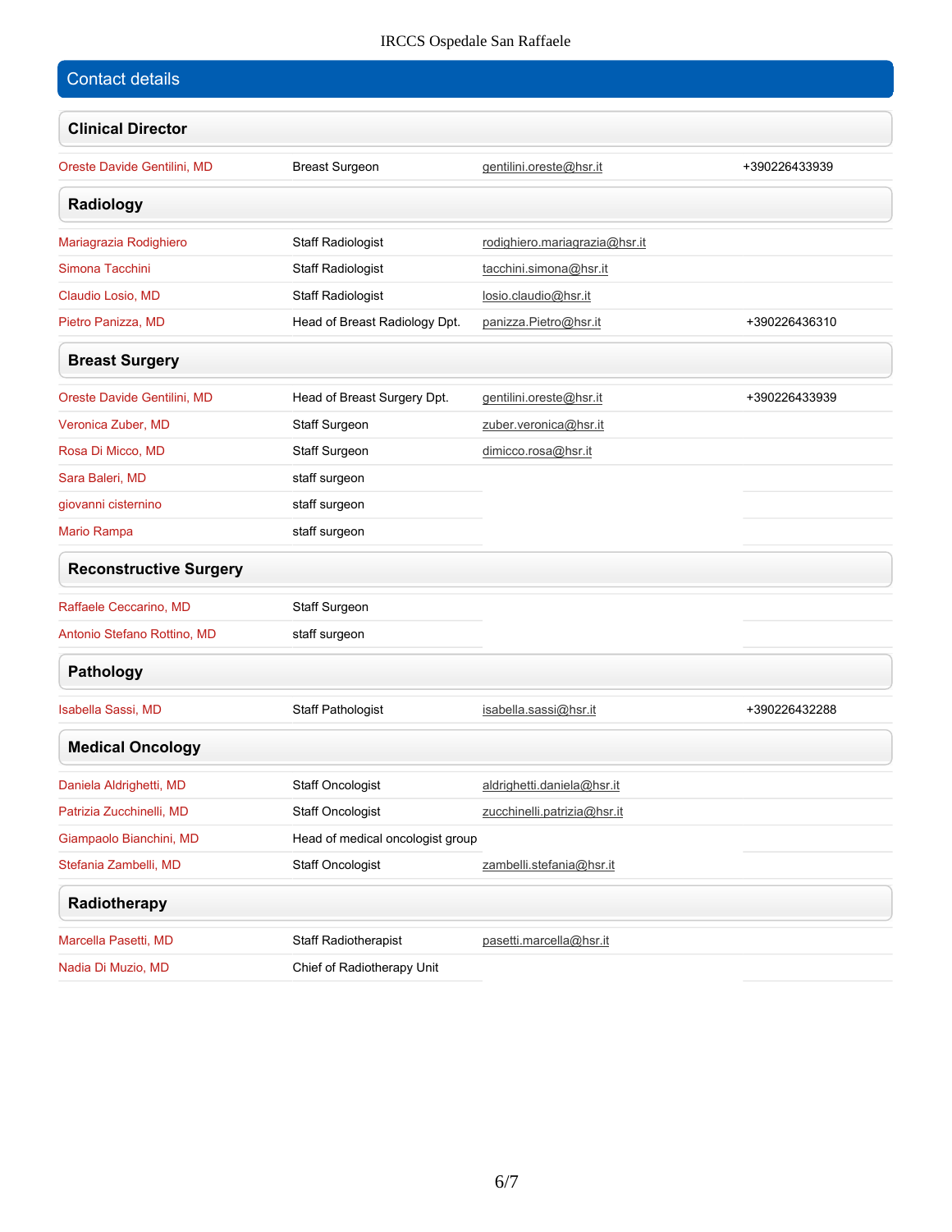## Contact details

### Clinical Director

| | | | |
|---|---|---|---|
| Oreste Davide Gentilini, MD | Breast Surgeon | gentilini.oreste@hsr.it | +390226433939 |

### Radiology

| | | | |
|---|---|---|---|
| Mariagrazia Rodighiero | Staff Radiologist | rodighiero.mariagrazia@hsr.it | |
| Simona Tacchini | Staff Radiologist | tacchini.simona@hsr.it | |
| Claudio Losio, MD | Staff Radiologist | losio.claudio@hsr.it | |
| Pietro Panizza, MD | Head of Breast Radiology Dpt. | panizza.Pietro@hsr.it | +390226436310 |

### Breast Surgery

| | | | |
|---|---|---|---|
| Oreste Davide Gentilini, MD | Head of Breast Surgery Dpt. | gentilini.oreste@hsr.it | +390226433939 |
| Veronica Zuber, MD | Staff Surgeon | zuber.veronica@hsr.it | |
| Rosa Di Micco, MD | Staff Surgeon | dimicco.rosa@hsr.it | |
| Sara Baleri, MD | staff surgeon | | |
| giovanni cisternino | staff surgeon | | |
| Mario Rampa | staff surgeon | | |

### Reconstructive Surgery

| | | | |
|---|---|---|---|
| Raffaele Ceccarino, MD | Staff Surgeon | | |
| Antonio Stefano Rottino, MD | staff surgeon | | |

### Pathology

| | | | |
|---|---|---|---|
| Isabella Sassi, MD | Staff Pathologist | isabella.sassi@hsr.it | +390226432288 |

### Medical Oncology

| | | | |
|---|---|---|---|
| Daniela Aldrighetti, MD | Staff Oncologist | aldrighetti.daniela@hsr.it | |
| Patrizia Zucchinelli, MD | Staff Oncologist | zucchinelli.patrizia@hsr.it | |
| Giampaolo Bianchini, MD | Head of medical oncologist group | | |
| Stefania Zambelli, MD | Staff Oncologist | zambelli.stefania@hsr.it | |

### Radiotherapy

| | | | |
|---|---|---|---|
| Marcella Pasetti, MD | Staff Radiotherapist | pasetti.marcella@hsr.it | |
| Nadia Di Muzio, MD | Chief of Radiotherapy Unit | | |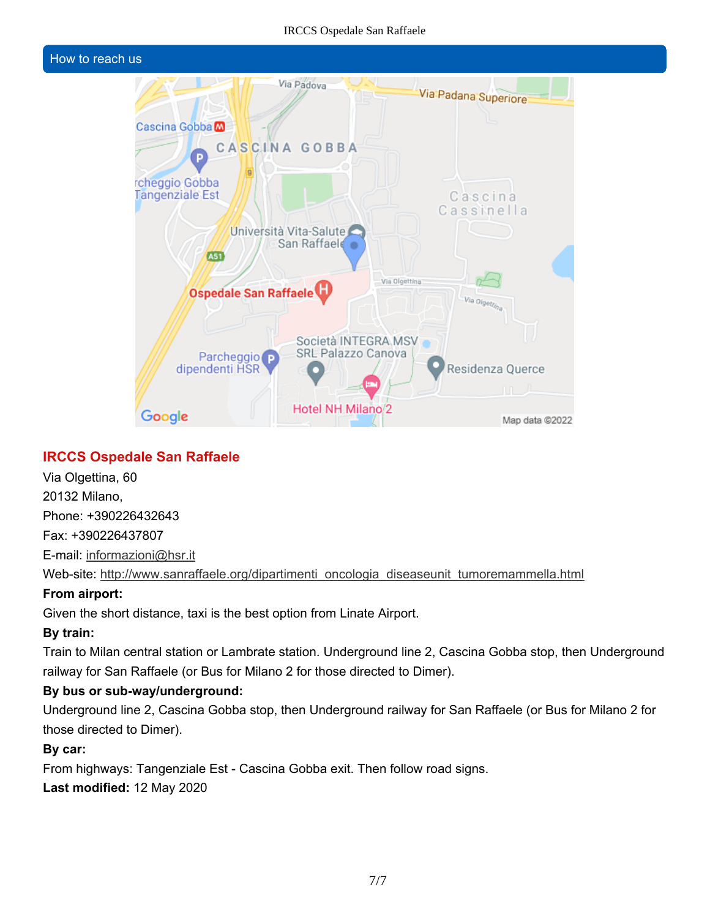## How to reach us

### IRCCS Ospedale San Raffaele

Via Olgettina, 60
20132 Milano,
Phone: +390226432643
Fax: +390226437807
E-mail: informazioni@hsr.it
Web-site: http://www.sanraffaele.org/dipartimenti_oncologia_diseaseunit_tumoremammella.html

**From airport:**
Given the short distance, taxi is the best option from Linate Airport.

**By train:**
Train to Milan central station or Lambrate station. Underground line 2, Cascina Gobba stop, then Underground railway for San Raffaele (or Bus for Milano 2 for those directed to Dimer).

**By bus or sub-way/underground:**
Underground line 2, Cascina Gobba stop, then Underground railway for San Raffaele (or Bus for Milano 2 for those directed to Dimer).

**By car:**
From highways: Tangenziale Est - Cascina Gobba exit. Then follow road signs.

**Last modified:** 12 May 2020